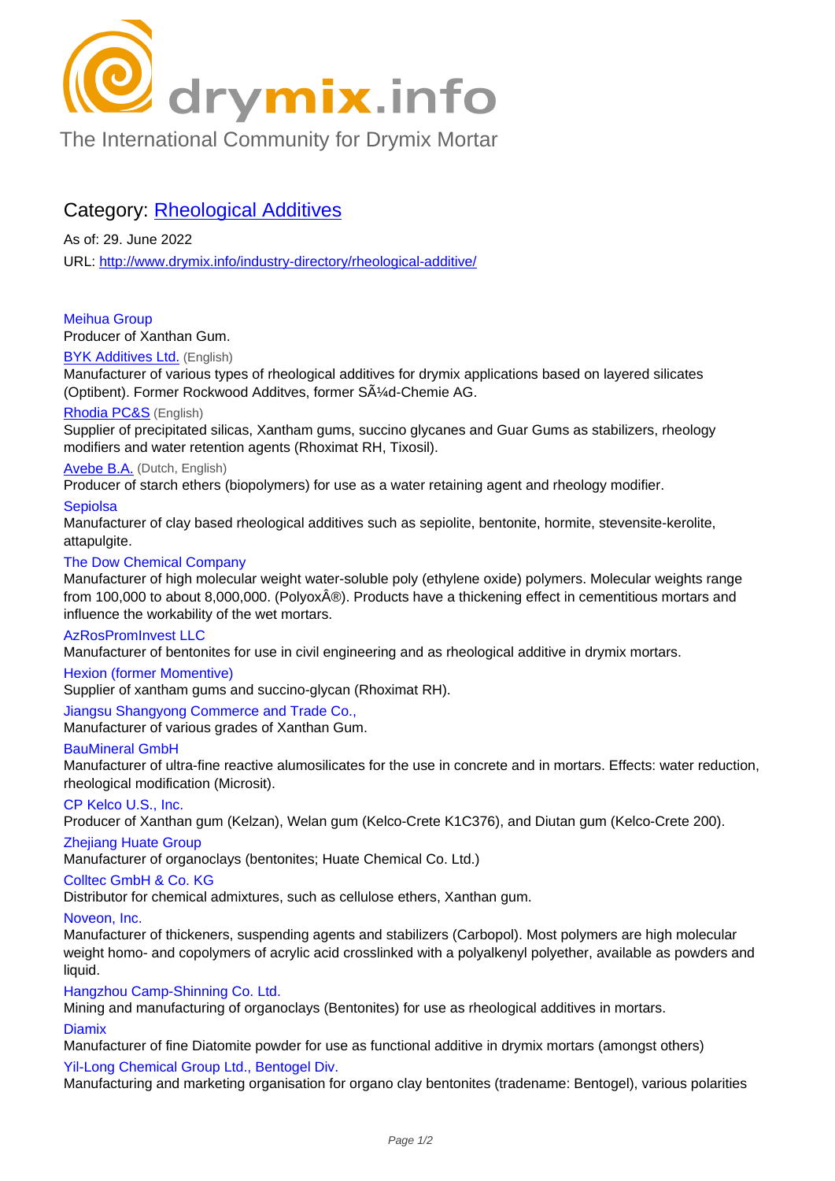drymix.info

The International Community for Drymix Mortar

## Category: Rheological Additives

As of: 29. June 2022

URL: http://www.drymix.info/industry-directory/rheological-additive/

**Meihua Group**
Producer of Xanthan Gum.

**BYK Additives Ltd.** (English)
Manufacturer of various types of rheological additives for drymix applications based on layered silicates (Optibent). Former Rockwood Additves, former SÃ¼d-Chemie AG.

**Rhodia PC&S** (English)
Supplier of precipitated silicas, Xantham gums, succino glycanes and Guar Gums as stabilizers, rheology modifiers and water retention agents (Rhoximat RH, Tixosil).

**Avebe B.A.** (Dutch, English)
Producer of starch ethers (biopolymers) for use as a water retaining agent and rheology modifier.

**Sepiolsa**
Manufacturer of clay based rheological additives such as sepiolite, bentonite, hormite, stevensite-kerolite, attapulgite.

**The Dow Chemical Company**
Manufacturer of high molecular weight water-soluble poly (ethylene oxide) polymers. Molecular weights range from 100,000 to about 8,000,000. (PolyoxÂ®). Products have a thickening effect in cementitious mortars and influence the workability of the wet mortars.

**AzRosPromInvest LLC**
Manufacturer of bentonites for use in civil engineering and as rheological additive in drymix mortars.

**Hexion (former Momentive)**
Supplier of xantham gums and succino-glycan (Rhoximat RH).

**Jiangsu Shangyong Commerce and Trade Co.,**
Manufacturer of various grades of Xanthan Gum.

**BauMineral GmbH**
Manufacturer of ultra-fine reactive alumosilicates for the use in concrete and in mortars. Effects: water reduction, rheological modification (Microsit).

**CP Kelco U.S., Inc.**
Producer of Xanthan gum (Kelzan), Welan gum (Kelco-Crete K1C376), and Diutan gum (Kelco-Crete 200).

**Zhejiang Huate Group**
Manufacturer of organoclays (bentonites; Huate Chemical Co. Ltd.)

**Colltec GmbH & Co. KG**
Distributor for chemical admixtures, such as cellulose ethers, Xanthan gum.

**Noveon, Inc.**
Manufacturer of thickeners, suspending agents and stabilizers (Carbopol). Most polymers are high molecular weight homo- and copolymers of acrylic acid crosslinked with a polyalkenyl polyether, available as powders and liquid.

**Hangzhou Camp-Shinning Co. Ltd.**
Mining and manufacturing of organoclays (Bentonites) for use as rheological additives in mortars.

**Diamix**
Manufacturer of fine Diatomite powder for use as functional additive in drymix mortars (amongst others)

**Yil-Long Chemical Group Ltd., Bentogel Div.**
Manufacturing and marketing organisation for organo clay bentonites (tradename: Bentogel), various polarities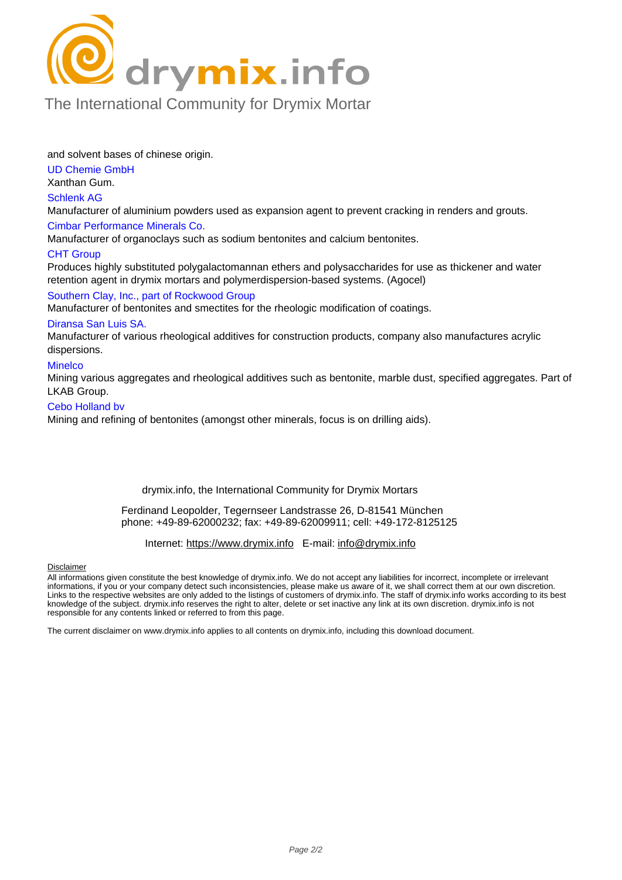and solvent bases of chinese origin.

UD Chemie GmbH

Xanthan Gum.

Schlenk AG

Manufacturer of aluminium powders used as expansion agent to prevent cracking in renders and grouts.

Cimbar Performance Minerals Co.

Manufacturer of organoclays such as sodium bentonites and calcium bentonites.

CHT Group

Produces highly substituted polygalactomannan ethers and polysaccharides for use as thickener and water retention agent in drymix mortars and polymerdispersion-based systems. (Agocel)

Southern Clay, Inc., part of Rockwood Group

Manufacturer of bentonites and smectites for the rheologic modification of coatings.

Diransa San Luis SA.

Manufacturer of various rheological additives for construction products, company also manufactures acrylic dispersions.

Minelco

Mining various aggregates and rheological additives such as bentonite, marble dust, specified aggregates. Part of LKAB Group.

Cebo Holland bv

Mining and refining of bentonites (amongst other minerals, focus is on drilling aids).

drymix.info, the International Community for Drymix Mortars

Ferdinand Leopolder, Tegernseer Landstrasse 26, D-81541 München
phone: +49-89-62000232; fax: +49-89-62009911; cell: +49-172-8125125

Internet: https://www.drymix.info E-mail: info@drymix.info

Disclaimer

All informations given constitute the best knowledge of drymix.info. We do not accept any liabilities for incorrect, incomplete or irrelevant informations, if you or your company detect such inconsistencies, please make us aware of it, we shall correct them at our own discretion. Links to the respective websites are only added to the listings of customers of drymix.info. The staff of drymix.info works according to its best knowledge of the subject. drymix.info reserves the right to alter, delete or set inactive any link at its own discretion. drymix.info is not responsible for any contents linked or referred to from this page.

The current disclaimer on www.drymix.info applies to all contents on drymix.info, including this download document.